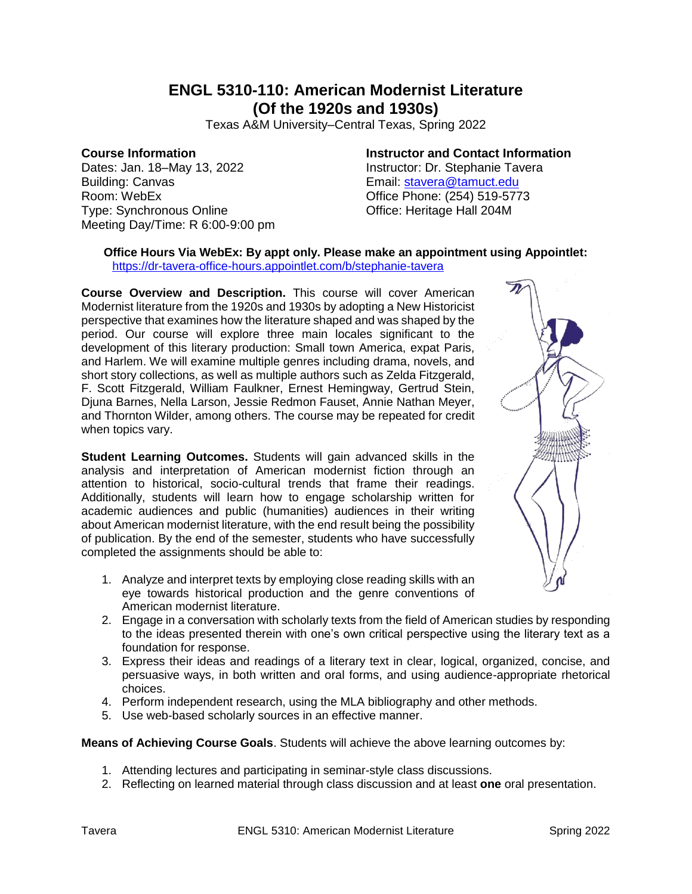# ENGL 5310-110: American Modernist Literature (Of the 1920s and 1930s)

Texas A&M University–Central Texas, Spring 2022

**Course Information**

Dates: Jan. 18–May 13, 2022
Building: Canvas
Room: WebEx
Type: Synchronous Online
Meeting Day/Time: R 6:00-9:00 pm

**Instructor and Contact Information**

Instructor: Dr. Stephanie Tavera
Email: stavera@tamuct.edu
Office Phone: (254) 519-5773
Office: Heritage Hall 204M

**Office Hours Via WebEx: By appt only. Please make an appointment using Appointlet:** https://dr-tavera-office-hours.appointlet.com/b/stephanie-tavera

**Course Overview and Description.** This course will cover American Modernist literature from the 1920s and 1930s by adopting a New Historicist perspective that examines how the literature shaped and was shaped by the period. Our course will explore three main locales significant to the development of this literary production: Small town America, expat Paris, and Harlem. We will examine multiple genres including drama, novels, and short story collections, as well as multiple authors such as Zelda Fitzgerald, F. Scott Fitzgerald, William Faulkner, Ernest Hemingway, Gertrud Stein, Djuna Barnes, Nella Larson, Jessie Redmon Fauset, Annie Nathan Meyer, and Thornton Wilder, among others. The course may be repeated for credit when topics vary.

**Student Learning Outcomes.** Students will gain advanced skills in the analysis and interpretation of American modernist fiction through an attention to historical, socio-cultural trends that frame their readings. Additionally, students will learn how to engage scholarship written for academic audiences and public (humanities) audiences in their writing about American modernist literature, with the end result being the possibility of publication. By the end of the semester, students who have successfully completed the assignments should be able to:

1. Analyze and interpret texts by employing close reading skills with an eye towards historical production and the genre conventions of American modernist literature.
2. Engage in a conversation with scholarly texts from the field of American studies by responding to the ideas presented therein with one's own critical perspective using the literary text as a foundation for response.
3. Express their ideas and readings of a literary text in clear, logical, organized, concise, and persuasive ways, in both written and oral forms, and using audience-appropriate rhetorical choices.
4. Perform independent research, using the MLA bibliography and other methods.
5. Use web-based scholarly sources in an effective manner.

**Means of Achieving Course Goals**. Students will achieve the above learning outcomes by:

1. Attending lectures and participating in seminar-style class discussions.
2. Reflecting on learned material through class discussion and at least **one** oral presentation.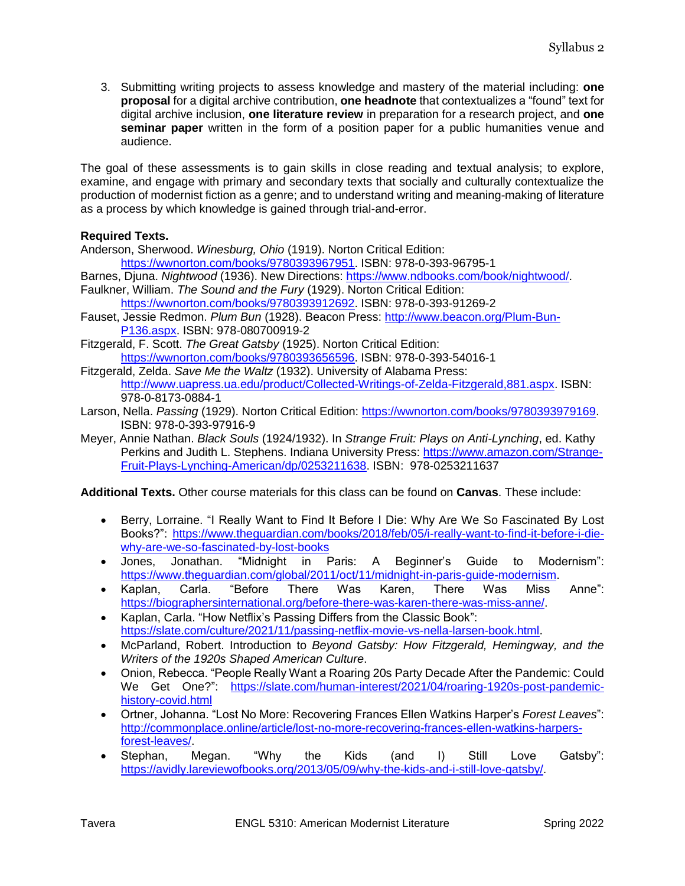3. Submitting writing projects to assess knowledge and mastery of the material including: **one proposal** for a digital archive contribution, **one headnote** that contextualizes a "found" text for digital archive inclusion, **one literature review** in preparation for a research project, and **one seminar paper** written in the form of a position paper for a public humanities venue and audience.

The goal of these assessments is to gain skills in close reading and textual analysis; to explore, examine, and engage with primary and secondary texts that socially and culturally contextualize the production of modernist fiction as a genre; and to understand writing and meaning-making of literature as a process by which knowledge is gained through trial-and-error.

**Required Texts.**

Anderson, Sherwood. *Winesburg, Ohio* (1919). Norton Critical Edition: https://wwnorton.com/books/9780393967951. ISBN: 978-0-393-96795-1

Barnes, Djuna. *Nightwood* (1936). New Directions: https://www.ndbooks.com/book/nightwood/.

Faulkner, William. *The Sound and the Fury* (1929). Norton Critical Edition: https://wwnorton.com/books/9780393912692. ISBN: 978-0-393-91269-2

Fauset, Jessie Redmon. *Plum Bun* (1928). Beacon Press: http://www.beacon.org/Plum-Bun-P136.aspx. ISBN: 978-080700919-2

Fitzgerald, F. Scott. *The Great Gatsby* (1925). Norton Critical Edition: https://wwnorton.com/books/9780393656596. ISBN: 978-0-393-54016-1

Fitzgerald, Zelda. *Save Me the Waltz* (1932). University of Alabama Press: http://www.uapress.ua.edu/product/Collected-Writings-of-Zelda-Fitzgerald,881.aspx. ISBN: 978-0-8173-0884-1

Larson, Nella. *Passing* (1929). Norton Critical Edition: https://wwnorton.com/books/9780393979169. ISBN: 978-0-393-97916-9

Meyer, Annie Nathan. *Black Souls* (1924/1932). In *Strange Fruit: Plays on Anti-Lynching*, ed. Kathy Perkins and Judith L. Stephens. Indiana University Press: https://www.amazon.com/Strange-Fruit-Plays-Lynching-American/dp/0253211638. ISBN: 978-0253211637

**Additional Texts.** Other course materials for this class can be found on **Canvas**. These include:

- Berry, Lorraine. "I Really Want to Find It Before I Die: Why Are We So Fascinated By Lost Books?": https://www.theguardian.com/books/2018/feb/05/i-really-want-to-find-it-before-i-die-why-are-we-so-fascinated-by-lost-books
- Jones, Jonathan. "Midnight in Paris: A Beginner's Guide to Modernism": https://www.theguardian.com/global/2011/oct/11/midnight-in-paris-guide-modernism.
- Kaplan, Carla. "Before There Was Karen, There Was Miss Anne": https://biographersinternational.org/before-there-was-karen-there-was-miss-anne/.
- Kaplan, Carla. "How Netflix's Passing Differs from the Classic Book": https://slate.com/culture/2021/11/passing-netflix-movie-vs-nella-larsen-book.html.
- McParland, Robert. Introduction to *Beyond Gatsby: How Fitzgerald, Hemingway, and the Writers of the 1920s Shaped American Culture*.
- Onion, Rebecca. "People Really Want a Roaring 20s Party Decade After the Pandemic: Could We Get One?": https://slate.com/human-interest/2021/04/roaring-1920s-post-pandemic-history-covid.html
- Ortner, Johanna. "Lost No More: Recovering Frances Ellen Watkins Harper's *Forest Leaves*": http://commonplace.online/article/lost-no-more-recovering-frances-ellen-watkins-harpers-forest-leaves/.
- Stephan, Megan. "Why the Kids (and I) Still Love Gatsby": https://avidly.lareviewofbooks.org/2013/05/09/why-the-kids-and-i-still-love-gatsby/.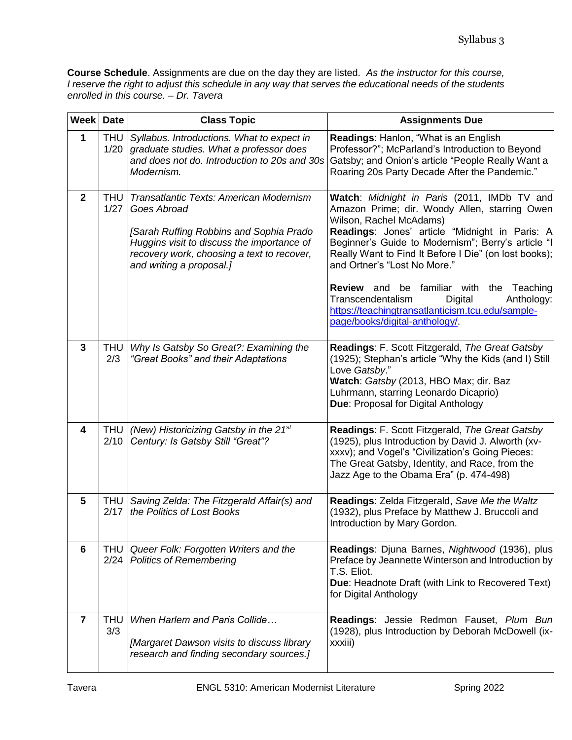**Course Schedule**. Assignments are due on the day they are listed. *As the instructor for this course, I reserve the right to adjust this schedule in any way that serves the educational needs of the students enrolled in this course. – Dr. Tavera*

| Week | Date | Class Topic | Assignments Due |
|---|---|---|---|
| **1** | THU 1/20 | *Syllabus. Introductions. What to expect in graduate studies. What a professor does and does not do. Introduction to 20s and 30s Modernism.* | **Readings**: Hanlon, "What is an English Professor?"; McParland's Introduction to Beyond Gatsby; and Onion's article "People Really Want a Roaring 20s Party Decade After the Pandemic." |
| **2** | THU 1/27 | *Transatlantic Texts: American Modernism Goes Abroad*<br><br>*[Sarah Ruffing Robbins and Sophia Prado Huggins visit to discuss the importance of recovery work, choosing a text to recover, and writing a proposal.]* | **Watch**: *Midnight in Paris* (2011, IMDb TV and Amazon Prime; dir. Woody Allen, starring Owen Wilson, Rachel McAdams)<br>**Readings**: Jones' article "Midnight in Paris: A Beginner's Guide to Modernism"; Berry's article "I Really Want to Find It Before I Die" (on lost books); and Ortner's "Lost No More."<br><br>**Review** and be familiar with the Teaching Transcendentalism Digital Anthology: https://teachingtransatlanticism.tcu.edu/sample-page/books/digital-anthology/. |
| **3** | THU 2/3 | *Why Is Gatsby So Great?: Examining the "Great Books" and their Adaptations* | **Readings**: F. Scott Fitzgerald, *The Great Gatsby* (1925); Stephan's article "Why the Kids (and I) Still Love *Gatsby*."<br>**Watch**: *Gatsby* (2013, HBO Max; dir. Baz Luhrmann, starring Leonardo Dicaprio)<br>**Due**: Proposal for Digital Anthology |
| **4** | THU 2/10 | *(New) Historicizing Gatsby in the 21st Century: Is Gatsby Still "Great"?* | **Readings**: F. Scott Fitzgerald, *The Great Gatsby* (1925), plus Introduction by David J. Alworth (xv-xxxv); and Vogel's "Civilization's Going Pieces: The Great Gatsby, Identity, and Race, from the Jazz Age to the Obama Era" (p. 474-498) |
| **5** | THU 2/17 | *Saving Zelda: The Fitzgerald Affair(s) and the Politics of Lost Books* | **Readings**: Zelda Fitzgerald, *Save Me the Waltz* (1932), plus Preface by Matthew J. Bruccoli and Introduction by Mary Gordon. |
| **6** | THU 2/24 | *Queer Folk: Forgotten Writers and the Politics of Remembering* | **Readings**: Djuna Barnes, *Nightwood* (1936), plus Preface by Jeannette Winterson and Introduction by T.S. Eliot.<br>**Due**: Headnote Draft (with Link to Recovered Text) for Digital Anthology |
| **7** | THU 3/3 | *When Harlem and Paris Collide…*<br><br>*[Margaret Dawson visits to discuss library research and finding secondary sources.]* | **Readings**: Jessie Redmon Fauset, *Plum Bun* (1928), plus Introduction by Deborah McDowell (ix-xxxiii) |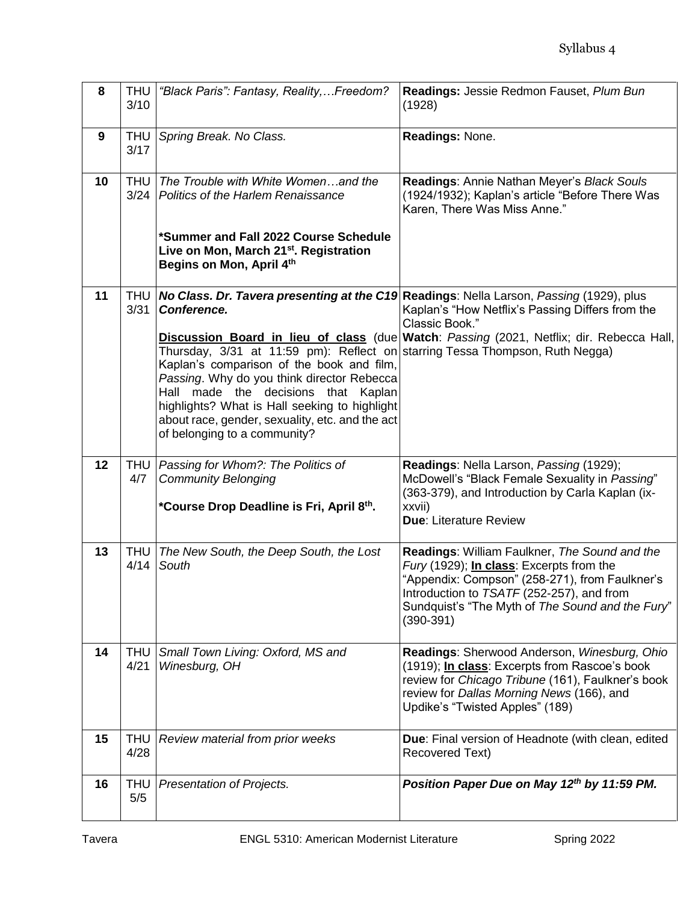| 8 | THU 3/10 | *"Black Paris": Fantasy, Reality,…Freedom?* | **Readings:** Jessie Redmon Fauset, *Plum Bun* (1928) |
|---|---|---|---|
| 9 | THU 3/17 | *Spring Break. No Class.* | **Readings:** None. |
| 10 | THU 3/24 | *The Trouble with White Women…and the Politics of the Harlem Renaissance*<br><br>***Summer and Fall 2022 Course Schedule Live on Mon, March 21st. Registration Begins on Mon, April 4th** | **Readings**: Annie Nathan Meyer's *Black Souls* (1924/1932); Kaplan's article "Before There Was Karen, There Was Miss Anne." |
| 11 | THU 3/31 | ***No Class. Dr. Tavera presenting at the C19 Conference.***<br><br>**Discussion Board in lieu of class** (due Thursday, 3/31 at 11:59 pm): Reflect on Kaplan's comparison of the book and film, *Passing*. Why do you think director Rebecca Hall made the decisions that Kaplan highlights? What is Hall seeking to highlight about race, gender, sexuality, etc. and the act of belonging to a community? | **Readings**: Nella Larson, *Passing* (1929), plus Kaplan's "How Netflix's Passing Differs from the Classic Book."<br>**Watch**: *Passing* (2021, Netflix; dir. Rebecca Hall, starring Tessa Thompson, Ruth Negga) |
| 12 | THU 4/7 | *Passing for Whom?: The Politics of Community Belonging*<br><br>***Course Drop Deadline is Fri, April 8th.** | **Readings**: Nella Larson, *Passing* (1929); McDowell's "Black Female Sexuality in *Passing*" (363-379), and Introduction by Carla Kaplan (ix-xxvii)<br>**Due**: Literature Review |
| 13 | THU 4/14 | *The New South, the Deep South, the Lost South* | **Readings**: William Faulkner, *The Sound and the Fury* (1929); **In class**: Excerpts from the "Appendix: Compson" (258-271), from Faulkner's Introduction to *TSATF* (252-257), and from Sundquist's "The Myth of *The Sound and the Fury*" (390-391) |
| 14 | THU 4/21 | *Small Town Living: Oxford, MS and Winesburg, OH* | **Readings**: Sherwood Anderson, *Winesburg, Ohio* (1919); **In class**: Excerpts from Rascoe's book review for *Chicago Tribune* (161), Faulkner's book review for *Dallas Morning News* (166), and Updike's "Twisted Apples" (189) |
| 15 | THU 4/28 | *Review material from prior weeks* | **Due**: Final version of Headnote (with clean, edited Recovered Text) |
| 16 | THU 5/5 | *Presentation of Projects.* | ***Position Paper Due on May 12th by 11:59 PM.*** |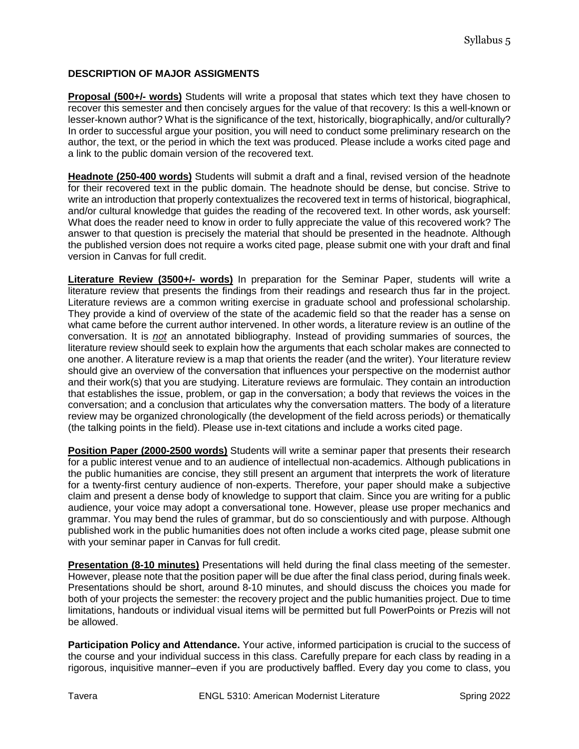### DESCRIPTION OF MAJOR ASSIGMENTS

**Proposal (500+/- words)** Students will write a proposal that states which text they have chosen to recover this semester and then concisely argues for the value of that recovery: Is this a well-known or lesser-known author? What is the significance of the text, historically, biographically, and/or culturally? In order to successful argue your position, you will need to conduct some preliminary research on the author, the text, or the period in which the text was produced. Please include a works cited page and a link to the public domain version of the recovered text.

**Headnote (250-400 words)** Students will submit a draft and a final, revised version of the headnote for their recovered text in the public domain. The headnote should be dense, but concise. Strive to write an introduction that properly contextualizes the recovered text in terms of historical, biographical, and/or cultural knowledge that guides the reading of the recovered text. In other words, ask yourself: What does the reader need to know in order to fully appreciate the value of this recovered work? The answer to that question is precisely the material that should be presented in the headnote. Although the published version does not require a works cited page, please submit one with your draft and final version in Canvas for full credit.

**Literature Review (3500+/- words)** In preparation for the Seminar Paper, students will write a literature review that presents the findings from their readings and research thus far in the project. Literature reviews are a common writing exercise in graduate school and professional scholarship. They provide a kind of overview of the state of the academic field so that the reader has a sense on what came before the current author intervened. In other words, a literature review is an outline of the conversation. It is ***not*** an annotated bibliography. Instead of providing summaries of sources, the literature review should seek to explain how the arguments that each scholar makes are connected to one another. A literature review is a map that orients the reader (and the writer). Your literature review should give an overview of the conversation that influences your perspective on the modernist author and their work(s) that you are studying. Literature reviews are formulaic. They contain an introduction that establishes the issue, problem, or gap in the conversation; a body that reviews the voices in the conversation; and a conclusion that articulates why the conversation matters. The body of a literature review may be organized chronologically (the development of the field across periods) or thematically (the talking points in the field). Please use in-text citations and include a works cited page.

**Position Paper (2000-2500 words)** Students will write a seminar paper that presents their research for a public interest venue and to an audience of intellectual non-academics. Although publications in the public humanities are concise, they still present an argument that interprets the work of literature for a twenty-first century audience of non-experts. Therefore, your paper should make a subjective claim and present a dense body of knowledge to support that claim. Since you are writing for a public audience, your voice may adopt a conversational tone. However, please use proper mechanics and grammar. You may bend the rules of grammar, but do so conscientiously and with purpose. Although published work in the public humanities does not often include a works cited page, please submit one with your seminar paper in Canvas for full credit.

**Presentation (8-10 minutes)** Presentations will held during the final class meeting of the semester. However, please note that the position paper will be due after the final class period, during finals week. Presentations should be short, around 8-10 minutes, and should discuss the choices you made for both of your projects the semester: the recovery project and the public humanities project. Due to time limitations, handouts or individual visual items will be permitted but full PowerPoints or Prezis will not be allowed.

**Participation Policy and Attendance.** Your active, informed participation is crucial to the success of the course and your individual success in this class. Carefully prepare for each class by reading in a rigorous, inquisitive manner–even if you are productively baffled. Every day you come to class, you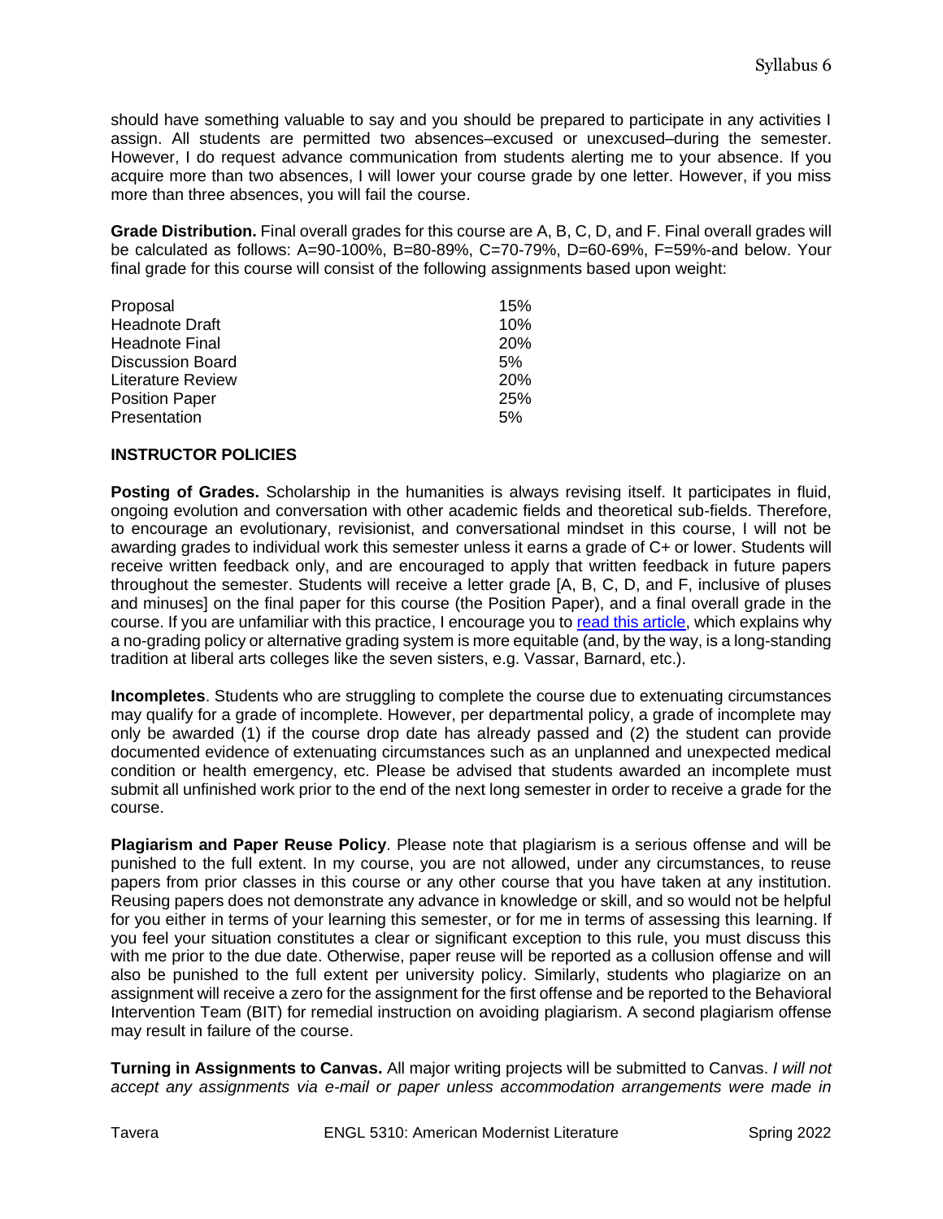should have something valuable to say and you should be prepared to participate in any activities I assign. All students are permitted two absences–excused or unexcused–during the semester. However, I do request advance communication from students alerting me to your absence. If you acquire more than two absences, I will lower your course grade by one letter. However, if you miss more than three absences, you will fail the course.

**Grade Distribution.** Final overall grades for this course are A, B, C, D, and F. Final overall grades will be calculated as follows: A=90-100%, B=80-89%, C=70-79%, D=60-69%, F=59%-and below. Your final grade for this course will consist of the following assignments based upon weight:

| Assignment | Weight |
| --- | --- |
| Proposal | 15% |
| Headnote Draft | 10% |
| Headnote Final | 20% |
| Discussion Board | 5% |
| Literature Review | 20% |
| Position Paper | 25% |
| Presentation | 5% |

## INSTRUCTOR POLICIES

**Posting of Grades.** Scholarship in the humanities is always revising itself. It participates in fluid, ongoing evolution and conversation with other academic fields and theoretical sub-fields. Therefore, to encourage an evolutionary, revisionist, and conversational mindset in this course, I will not be awarding grades to individual work this semester unless it earns a grade of C+ or lower. Students will receive written feedback only, and are encouraged to apply that written feedback in future papers throughout the semester. Students will receive a letter grade [A, B, C, D, and F, inclusive of pluses and minuses] on the final paper for this course (the Position Paper), and a final overall grade in the course. If you are unfamiliar with this practice, I encourage you to read this article, which explains why a no-grading policy or alternative grading system is more equitable (and, by the way, is a long-standing tradition at liberal arts colleges like the seven sisters, e.g. Vassar, Barnard, etc.).

**Incompletes**. Students who are struggling to complete the course due to extenuating circumstances may qualify for a grade of incomplete. However, per departmental policy, a grade of incomplete may only be awarded (1) if the course drop date has already passed and (2) the student can provide documented evidence of extenuating circumstances such as an unplanned and unexpected medical condition or health emergency, etc. Please be advised that students awarded an incomplete must submit all unfinished work prior to the end of the next long semester in order to receive a grade for the course.

**Plagiarism and Paper Reuse Policy**. Please note that plagiarism is a serious offense and will be punished to the full extent. In my course, you are not allowed, under any circumstances, to reuse papers from prior classes in this course or any other course that you have taken at any institution. Reusing papers does not demonstrate any advance in knowledge or skill, and so would not be helpful for you either in terms of your learning this semester, or for me in terms of assessing this learning. If you feel your situation constitutes a clear or significant exception to this rule, you must discuss this with me prior to the due date. Otherwise, paper reuse will be reported as a collusion offense and will also be punished to the full extent per university policy. Similarly, students who plagiarize on an assignment will receive a zero for the assignment for the first offense and be reported to the Behavioral Intervention Team (BIT) for remedial instruction on avoiding plagiarism. A second plagiarism offense may result in failure of the course.

**Turning in Assignments to Canvas.** All major writing projects will be submitted to Canvas. *I will not accept any assignments via e-mail or paper unless accommodation arrangements were made in*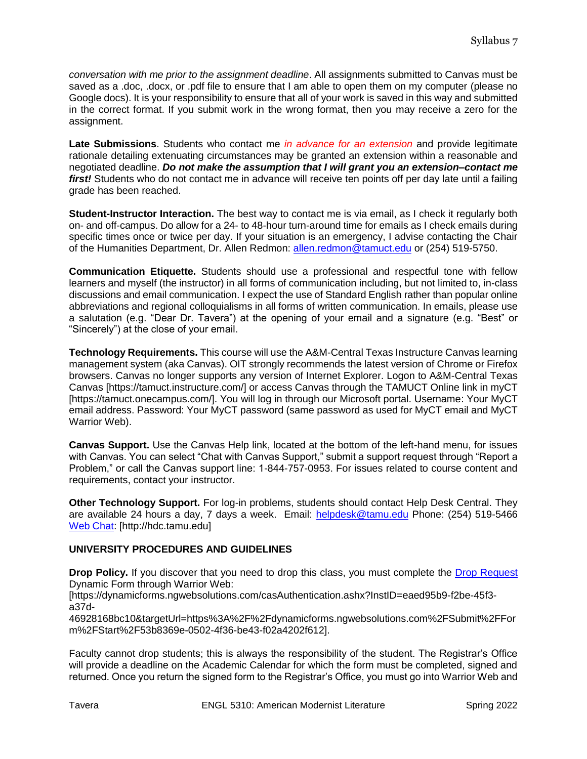*conversation with me prior to the assignment deadline*. All assignments submitted to Canvas must be saved as a .doc, .docx, or .pdf file to ensure that I am able to open them on my computer (please no Google docs). It is your responsibility to ensure that all of your work is saved in this way and submitted in the correct format. If you submit work in the wrong format, then you may receive a zero for the assignment.

**Late Submissions**. Students who contact me *in advance for an extension* and provide legitimate rationale detailing extenuating circumstances may be granted an extension within a reasonable and negotiated deadline. ***Do not make the assumption that I will grant you an extension–contact me first!*** Students who do not contact me in advance will receive ten points off per day late until a failing grade has been reached.

**Student-Instructor Interaction.** The best way to contact me is via email, as I check it regularly both on- and off-campus. Do allow for a 24- to 48-hour turn-around time for emails as I check emails during specific times once or twice per day. If your situation is an emergency, I advise contacting the Chair of the Humanities Department, Dr. Allen Redmon: [allen.redmon@tamuct.edu](mailto:allen.redmon@tamuct.edu) or (254) 519-5750.

**Communication Etiquette.** Students should use a professional and respectful tone with fellow learners and myself (the instructor) in all forms of communication including, but not limited to, in-class discussions and email communication. I expect the use of Standard English rather than popular online abbreviations and regional colloquialisms in all forms of written communication. In emails, please use a salutation (e.g. "Dear Dr. Tavera") at the opening of your email and a signature (e.g. "Best" or "Sincerely") at the close of your email.

**Technology Requirements.** This course will use the A&M-Central Texas Instructure Canvas learning management system (aka Canvas). OIT strongly recommends the latest version of Chrome or Firefox browsers. Canvas no longer supports any version of Internet Explorer. Logon to A&M-Central Texas Canvas [https://tamuct.instructure.com/] or access Canvas through the TAMUCT Online link in myCT [https://tamuct.onecampus.com/]. You will log in through our Microsoft portal. Username: Your MyCT email address. Password: Your MyCT password (same password as used for MyCT email and MyCT Warrior Web).

**Canvas Support.** Use the Canvas Help link, located at the bottom of the left-hand menu, for issues with Canvas. You can select "Chat with Canvas Support," submit a support request through "Report a Problem," or call the Canvas support line: 1-844-757-0953. For issues related to course content and requirements, contact your instructor.

**Other Technology Support.** For log-in problems, students should contact Help Desk Central. They are available 24 hours a day, 7 days a week. Email: [helpdesk@tamu.edu](mailto:helpdesk@tamu.edu) Phone: (254) 519-5466 [Web Chat](http://hdc.tamu.edu): [http://hdc.tamu.edu]

## UNIVERSITY PROCEDURES AND GUIDELINES

**Drop Policy.** If you discover that you need to drop this class, you must complete the [Drop Request](https://dynamicforms.ngwebsolutions.com/casAuthentication.ashx?InstID=eaed95b9-f2be-45f3-a37d-46928168bc10&targetUrl=https%3A%2F%2Fdynamicforms.ngwebsolutions.com%2FSubmit%2FForm%2FStart%2F53b8369e-0502-4f36-be43-f02a4202f612) Dynamic Form through Warrior Web:
[https://dynamicforms.ngwebsolutions.com/casAuthentication.ashx?InstID=eaed95b9-f2be-45f3-a37d-46928168bc10&targetUrl=https%3A%2F%2Fdynamicforms.ngwebsolutions.com%2FSubmit%2FForm%2FStart%2F53b8369e-0502-4f36-be43-f02a4202f612].

Faculty cannot drop students; this is always the responsibility of the student. The Registrar's Office will provide a deadline on the Academic Calendar for which the form must be completed, signed and returned. Once you return the signed form to the Registrar's Office, you must go into Warrior Web and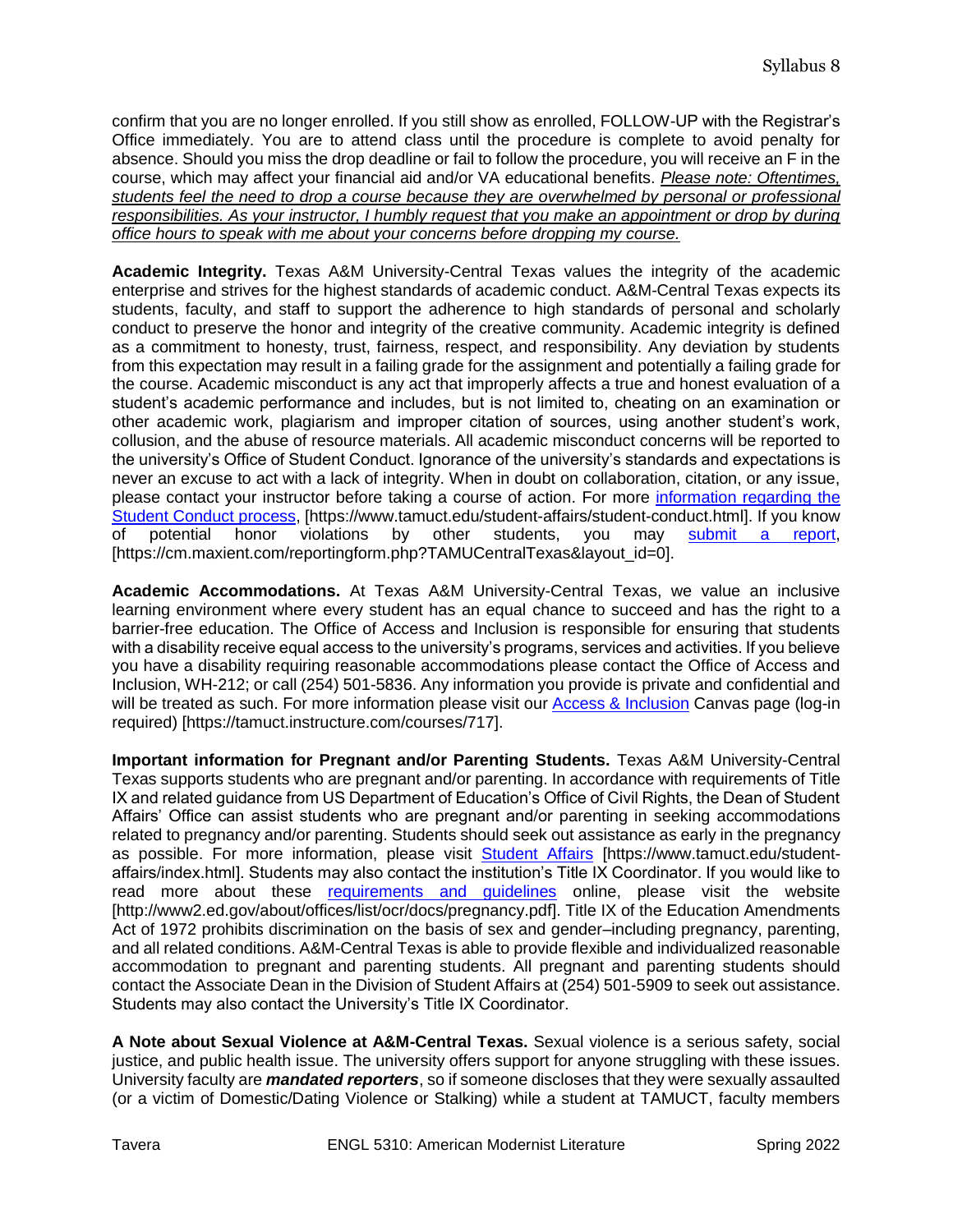confirm that you are no longer enrolled. If you still show as enrolled, FOLLOW-UP with the Registrar's Office immediately. You are to attend class until the procedure is complete to avoid penalty for absence. Should you miss the drop deadline or fail to follow the procedure, you will receive an F in the course, which may affect your financial aid and/or VA educational benefits. *Please note: Oftentimes, students feel the need to drop a course because they are overwhelmed by personal or professional responsibilities. As your instructor, I humbly request that you make an appointment or drop by during office hours to speak with me about your concerns before dropping my course.*

**Academic Integrity.** Texas A&M University-Central Texas values the integrity of the academic enterprise and strives for the highest standards of academic conduct. A&M-Central Texas expects its students, faculty, and staff to support the adherence to high standards of personal and scholarly conduct to preserve the honor and integrity of the creative community. Academic integrity is defined as a commitment to honesty, trust, fairness, respect, and responsibility. Any deviation by students from this expectation may result in a failing grade for the assignment and potentially a failing grade for the course. Academic misconduct is any act that improperly affects a true and honest evaluation of a student's academic performance and includes, but is not limited to, cheating on an examination or other academic work, plagiarism and improper citation of sources, using another student's work, collusion, and the abuse of resource materials. All academic misconduct concerns will be reported to the university's Office of Student Conduct. Ignorance of the university's standards and expectations is never an excuse to act with a lack of integrity. When in doubt on collaboration, citation, or any issue, please contact your instructor before taking a course of action. For more information regarding the Student Conduct process, [https://www.tamuct.edu/student-affairs/student-conduct.html]. If you know of potential honor violations by other students, you may submit a report, [https://cm.maxient.com/reportingform.php?TAMUCentralTexas&layout_id=0].

**Academic Accommodations.** At Texas A&M University-Central Texas, we value an inclusive learning environment where every student has an equal chance to succeed and has the right to a barrier-free education. The Office of Access and Inclusion is responsible for ensuring that students with a disability receive equal access to the university's programs, services and activities. If you believe you have a disability requiring reasonable accommodations please contact the Office of Access and Inclusion, WH-212; or call (254) 501-5836. Any information you provide is private and confidential and will be treated as such. For more information please visit our Access & Inclusion Canvas page (log-in required) [https://tamuct.instructure.com/courses/717].

**Important information for Pregnant and/or Parenting Students.** Texas A&M University-Central Texas supports students who are pregnant and/or parenting. In accordance with requirements of Title IX and related guidance from US Department of Education's Office of Civil Rights, the Dean of Student Affairs' Office can assist students who are pregnant and/or parenting in seeking accommodations related to pregnancy and/or parenting. Students should seek out assistance as early in the pregnancy as possible. For more information, please visit Student Affairs [https://www.tamuct.edu/student-affairs/index.html]. Students may also contact the institution's Title IX Coordinator. If you would like to read more about these requirements and guidelines online, please visit the website [http://www2.ed.gov/about/offices/list/ocr/docs/pregnancy.pdf]. Title IX of the Education Amendments Act of 1972 prohibits discrimination on the basis of sex and gender–including pregnancy, parenting, and all related conditions. A&M-Central Texas is able to provide flexible and individualized reasonable accommodation to pregnant and parenting students. All pregnant and parenting students should contact the Associate Dean in the Division of Student Affairs at (254) 501-5909 to seek out assistance. Students may also contact the University's Title IX Coordinator.

**A Note about Sexual Violence at A&M-Central Texas.** Sexual violence is a serious safety, social justice, and public health issue. The university offers support for anyone struggling with these issues. University faculty are ***mandated reporters***, so if someone discloses that they were sexually assaulted (or a victim of Domestic/Dating Violence or Stalking) while a student at TAMUCT, faculty members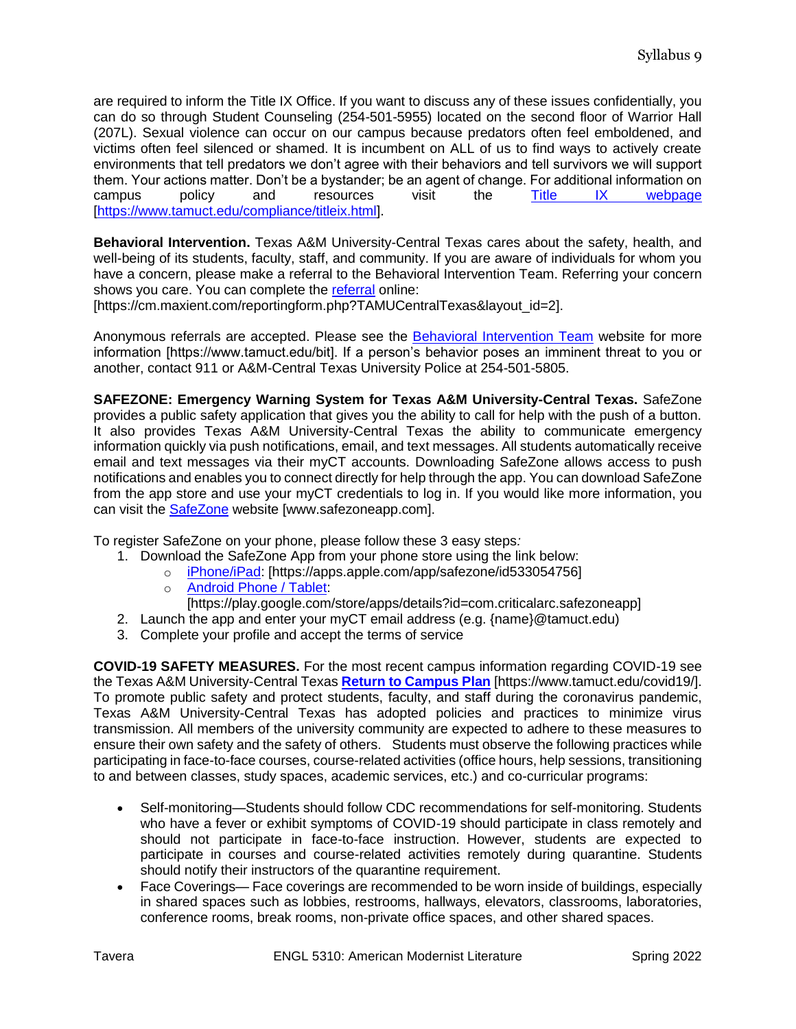are required to inform the Title IX Office. If you want to discuss any of these issues confidentially, you can do so through Student Counseling (254-501-5955) located on the second floor of Warrior Hall (207L). Sexual violence can occur on our campus because predators often feel emboldened, and victims often feel silenced or shamed. It is incumbent on ALL of us to find ways to actively create environments that tell predators we don't agree with their behaviors and tell survivors we will support them. Your actions matter. Don't be a bystander; be an agent of change. For additional information on campus policy and resources visit the Title IX webpage [https://www.tamuct.edu/compliance/titleix.html].

**Behavioral Intervention.** Texas A&M University-Central Texas cares about the safety, health, and well-being of its students, faculty, staff, and community. If you are aware of individuals for whom you have a concern, please make a referral to the Behavioral Intervention Team. Referring your concern shows you care. You can complete the referral online:
[https://cm.maxient.com/reportingform.php?TAMUCentralTexas&layout_id=2].

Anonymous referrals are accepted. Please see the Behavioral Intervention Team website for more information [https://www.tamuct.edu/bit]. If a person's behavior poses an imminent threat to you or another, contact 911 or A&M-Central Texas University Police at 254-501-5805.

**SAFEZONE: Emergency Warning System for Texas A&M University-Central Texas.** SafeZone provides a public safety application that gives you the ability to call for help with the push of a button. It also provides Texas A&M University-Central Texas the ability to communicate emergency information quickly via push notifications, email, and text messages. All students automatically receive email and text messages via their myCT accounts. Downloading SafeZone allows access to push notifications and enables you to connect directly for help through the app. You can download SafeZone from the app store and use your myCT credentials to log in. If you would like more information, you can visit the SafeZone website [www.safezoneapp.com].

To register SafeZone on your phone, please follow these 3 easy steps*:*

1. Download the SafeZone App from your phone store using the link below:
   - iPhone/iPad: [https://apps.apple.com/app/safezone/id533054756]
   - Android Phone / Tablet: [https://play.google.com/store/apps/details?id=com.criticalarc.safezoneapp]
2. Launch the app and enter your myCT email address (e.g. {name}@tamuct.edu)
3. Complete your profile and accept the terms of service

**COVID-19 SAFETY MEASURES.** For the most recent campus information regarding COVID-19 see the Texas A&M University-Central Texas **Return to Campus Plan** [https://www.tamuct.edu/covid19/]. To promote public safety and protect students, faculty, and staff during the coronavirus pandemic, Texas A&M University-Central Texas has adopted policies and practices to minimize virus transmission. All members of the university community are expected to adhere to these measures to ensure their own safety and the safety of others. Students must observe the following practices while participating in face-to-face courses, course-related activities (office hours, help sessions, transitioning to and between classes, study spaces, academic services, etc.) and co-curricular programs:

- Self-monitoring—Students should follow CDC recommendations for self-monitoring. Students who have a fever or exhibit symptoms of COVID-19 should participate in class remotely and should not participate in face-to-face instruction. However, students are expected to participate in courses and course-related activities remotely during quarantine. Students should notify their instructors of the quarantine requirement.
- Face Coverings— Face coverings are recommended to be worn inside of buildings, especially in shared spaces such as lobbies, restrooms, hallways, elevators, classrooms, laboratories, conference rooms, break rooms, non-private office spaces, and other shared spaces.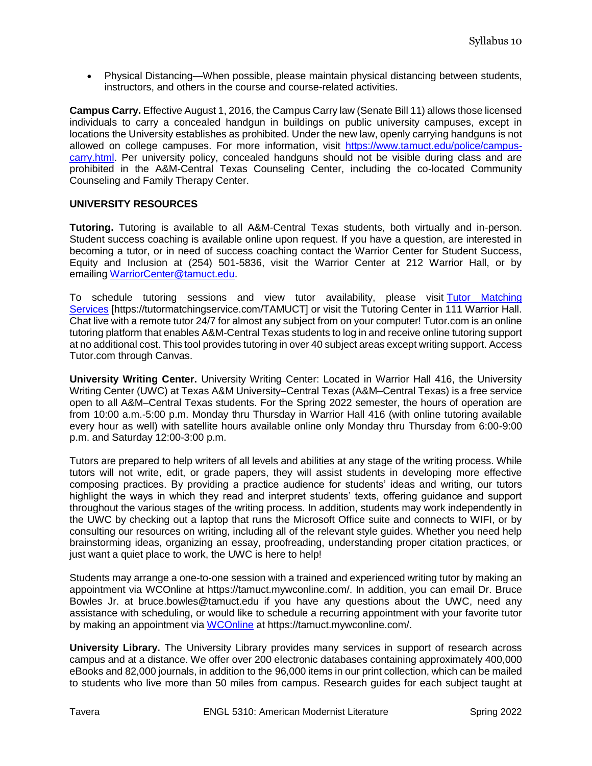- Physical Distancing—When possible, please maintain physical distancing between students, instructors, and others in the course and course-related activities.

**Campus Carry.** Effective August 1, 2016, the Campus Carry law (Senate Bill 11) allows those licensed individuals to carry a concealed handgun in buildings on public university campuses, except in locations the University establishes as prohibited. Under the new law, openly carrying handguns is not allowed on college campuses. For more information, visit [https://www.tamuct.edu/police/campus-carry.html](https://www.tamuct.edu/police/campus-carry.html). Per university policy, concealed handguns should not be visible during class and are prohibited in the A&M-Central Texas Counseling Center, including the co-located Community Counseling and Family Therapy Center.

## UNIVERSITY RESOURCES

**Tutoring.** Tutoring is available to all A&M-Central Texas students, both virtually and in-person. Student success coaching is available online upon request. If you have a question, are interested in becoming a tutor, or in need of success coaching contact the Warrior Center for Student Success, Equity and Inclusion at (254) 501-5836, visit the Warrior Center at 212 Warrior Hall, or by emailing [WarriorCenter@tamuct.edu](mailto:WarriorCenter@tamuct.edu).

To schedule tutoring sessions and view tutor availability, please visit [Tutor Matching Services](https://tutormatchingservice.com/TAMUCT) [https://tutormatchingservice.com/TAMUCT] or visit the Tutoring Center in 111 Warrior Hall. Chat live with a remote tutor 24/7 for almost any subject from on your computer! Tutor.com is an online tutoring platform that enables A&M-Central Texas students to log in and receive online tutoring support at no additional cost. This tool provides tutoring in over 40 subject areas except writing support. Access Tutor.com through Canvas.

**University Writing Center.** University Writing Center: Located in Warrior Hall 416, the University Writing Center (UWC) at Texas A&M University–Central Texas (A&M–Central Texas) is a free service open to all A&M–Central Texas students. For the Spring 2022 semester, the hours of operation are from 10:00 a.m.-5:00 p.m. Monday thru Thursday in Warrior Hall 416 (with online tutoring available every hour as well) with satellite hours available online only Monday thru Thursday from 6:00-9:00 p.m. and Saturday 12:00-3:00 p.m.

Tutors are prepared to help writers of all levels and abilities at any stage of the writing process. While tutors will not write, edit, or grade papers, they will assist students in developing more effective composing practices. By providing a practice audience for students' ideas and writing, our tutors highlight the ways in which they read and interpret students' texts, offering guidance and support throughout the various stages of the writing process. In addition, students may work independently in the UWC by checking out a laptop that runs the Microsoft Office suite and connects to WIFI, or by consulting our resources on writing, including all of the relevant style guides. Whether you need help brainstorming ideas, organizing an essay, proofreading, understanding proper citation practices, or just want a quiet place to work, the UWC is here to help!

Students may arrange a one-to-one session with a trained and experienced writing tutor by making an appointment via WCOnline at https://tamuct.mywconline.com/. In addition, you can email Dr. Bruce Bowles Jr. at bruce.bowles@tamuct.edu if you have any questions about the UWC, need any assistance with scheduling, or would like to schedule a recurring appointment with your favorite tutor by making an appointment via [WCOnline](https://tamuct.mywconline.com/) at https://tamuct.mywconline.com/.

**University Library.** The University Library provides many services in support of research across campus and at a distance. We offer over 200 electronic databases containing approximately 400,000 eBooks and 82,000 journals, in addition to the 96,000 items in our print collection, which can be mailed to students who live more than 50 miles from campus. Research guides for each subject taught at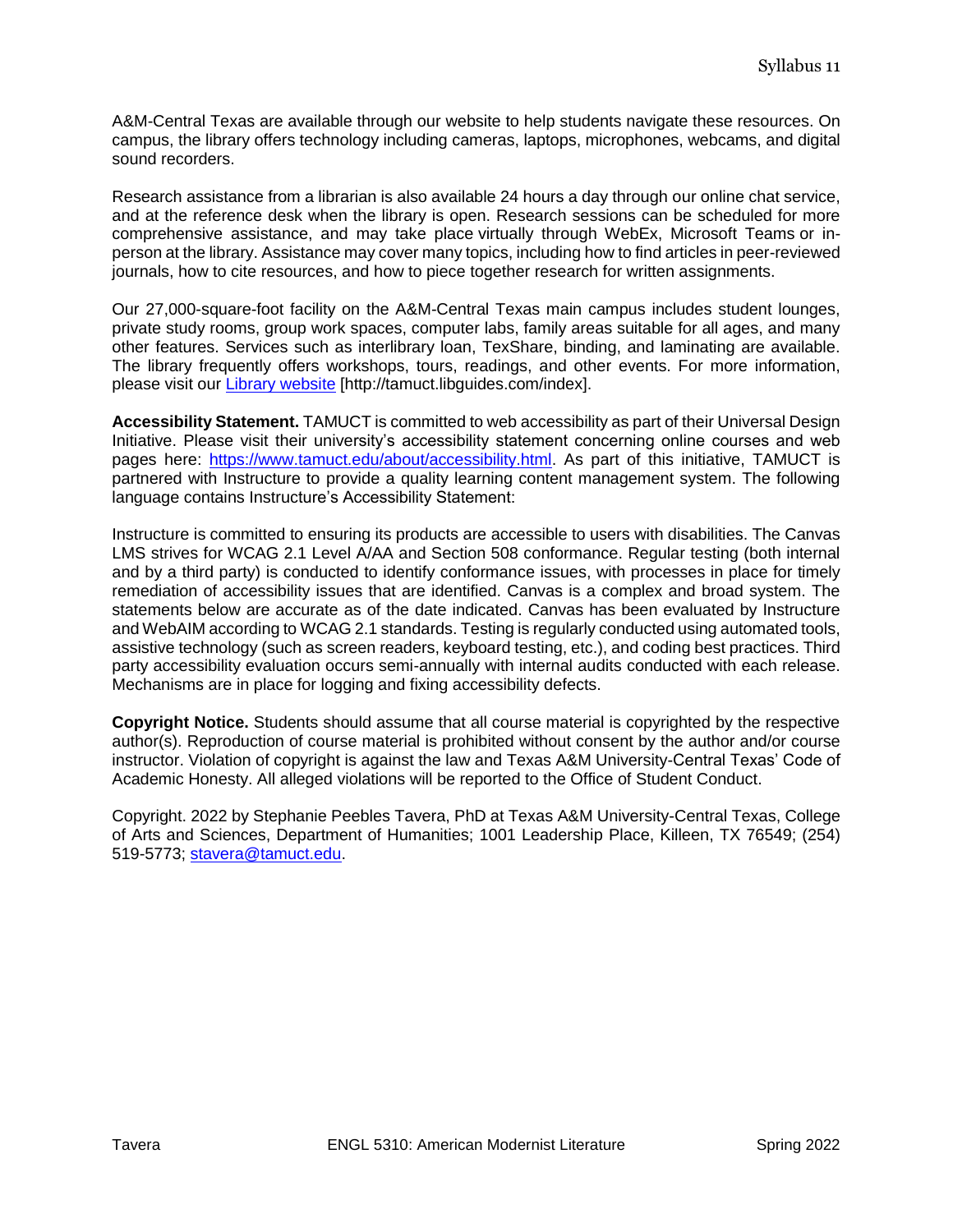A&M-Central Texas are available through our website to help students navigate these resources. On campus, the library offers technology including cameras, laptops, microphones, webcams, and digital sound recorders.

Research assistance from a librarian is also available 24 hours a day through our online chat service, and at the reference desk when the library is open. Research sessions can be scheduled for more comprehensive assistance, and may take place virtually through WebEx, Microsoft Teams or in-person at the library. Assistance may cover many topics, including how to find articles in peer-reviewed journals, how to cite resources, and how to piece together research for written assignments.

Our 27,000-square-foot facility on the A&M-Central Texas main campus includes student lounges, private study rooms, group work spaces, computer labs, family areas suitable for all ages, and many other features. Services such as interlibrary loan, TexShare, binding, and laminating are available. The library frequently offers workshops, tours, readings, and other events. For more information, please visit our [Library website](http://tamuct.libguides.com/index) [http://tamuct.libguides.com/index].

**Accessibility Statement.** TAMUCT is committed to web accessibility as part of their Universal Design Initiative. Please visit their university's accessibility statement concerning online courses and web pages here: https://www.tamuct.edu/about/accessibility.html. As part of this initiative, TAMUCT is partnered with Instructure to provide a quality learning content management system. The following language contains Instructure's Accessibility Statement:

Instructure is committed to ensuring its products are accessible to users with disabilities. The Canvas LMS strives for WCAG 2.1 Level A/AA and Section 508 conformance. Regular testing (both internal and by a third party) is conducted to identify conformance issues, with processes in place for timely remediation of accessibility issues that are identified. Canvas is a complex and broad system. The statements below are accurate as of the date indicated. Canvas has been evaluated by Instructure and WebAIM according to WCAG 2.1 standards. Testing is regularly conducted using automated tools, assistive technology (such as screen readers, keyboard testing, etc.), and coding best practices. Third party accessibility evaluation occurs semi-annually with internal audits conducted with each release. Mechanisms are in place for logging and fixing accessibility defects.

**Copyright Notice.** Students should assume that all course material is copyrighted by the respective author(s). Reproduction of course material is prohibited without consent by the author and/or course instructor. Violation of copyright is against the law and Texas A&M University-Central Texas' Code of Academic Honesty. All alleged violations will be reported to the Office of Student Conduct.

Copyright. 2022 by Stephanie Peebles Tavera, PhD at Texas A&M University-Central Texas, College of Arts and Sciences, Department of Humanities; 1001 Leadership Place, Killeen, TX 76549; (254) 519-5773; stavera@tamuct.edu.